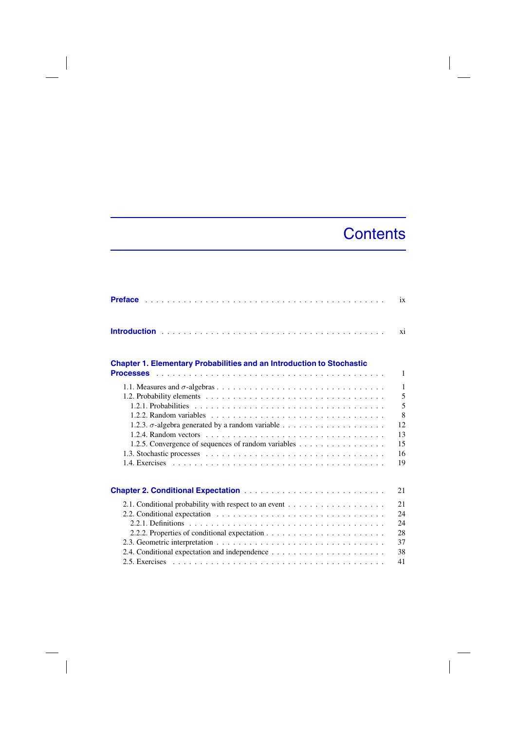# Contents

**Preface** . . . . . . . . . . . . . . . . . . . . . . . . . . . . . . . . . . . . . . . . . . . ix

**Introduction** . . . . . . . . . . . . . . . . . . . . . . . . . . . . . . . . . . . . . . . . . xi

**Chapter 1. Elementary Probabilities and an Introduction to Stochastic Processes** . . . . . . . . . . . . . . . . . . . . . . . . . . . . . . . . . . . . . . . . . . . 1

1.1. Measures and $\sigma$-algebras . . . . . . . . . . . . . . . . . . . . . . . . . . . . . 1
1.2. Probability elements . . . . . . . . . . . . . . . . . . . . . . . . . . . . . . . . 5
1.2.1. Probabilities . . . . . . . . . . . . . . . . . . . . . . . . . . . . . . . . . . 5
1.2.2. Random variables . . . . . . . . . . . . . . . . . . . . . . . . . . . . . . . 8
1.2.3. $\sigma$-algebra generated by a random variable . . . . . . . . . . . . . . . . . . 12
1.2.4. Random vectors . . . . . . . . . . . . . . . . . . . . . . . . . . . . . . . . 13
1.2.5. Convergence of sequences of random variables . . . . . . . . . . . . . . . . 15
1.3. Stochastic processes . . . . . . . . . . . . . . . . . . . . . . . . . . . . . . . . 16
1.4. Exercises . . . . . . . . . . . . . . . . . . . . . . . . . . . . . . . . . . . . . . 19

**Chapter 2. Conditional Expectation** . . . . . . . . . . . . . . . . . . . . . . . . . . 21

2.1. Conditional probability with respect to an event . . . . . . . . . . . . . . . . . . 21
2.2. Conditional expectation . . . . . . . . . . . . . . . . . . . . . . . . . . . . . . 24
2.2.1. Definitions . . . . . . . . . . . . . . . . . . . . . . . . . . . . . . . . . . . 24
2.2.2. Properties of conditional expectation . . . . . . . . . . . . . . . . . . . . . . 28
2.3. Geometric interpretation . . . . . . . . . . . . . . . . . . . . . . . . . . . . . . 37
2.4. Conditional expectation and independence . . . . . . . . . . . . . . . . . . . . . 38
2.5. Exercises . . . . . . . . . . . . . . . . . . . . . . . . . . . . . . . . . . . . . . 41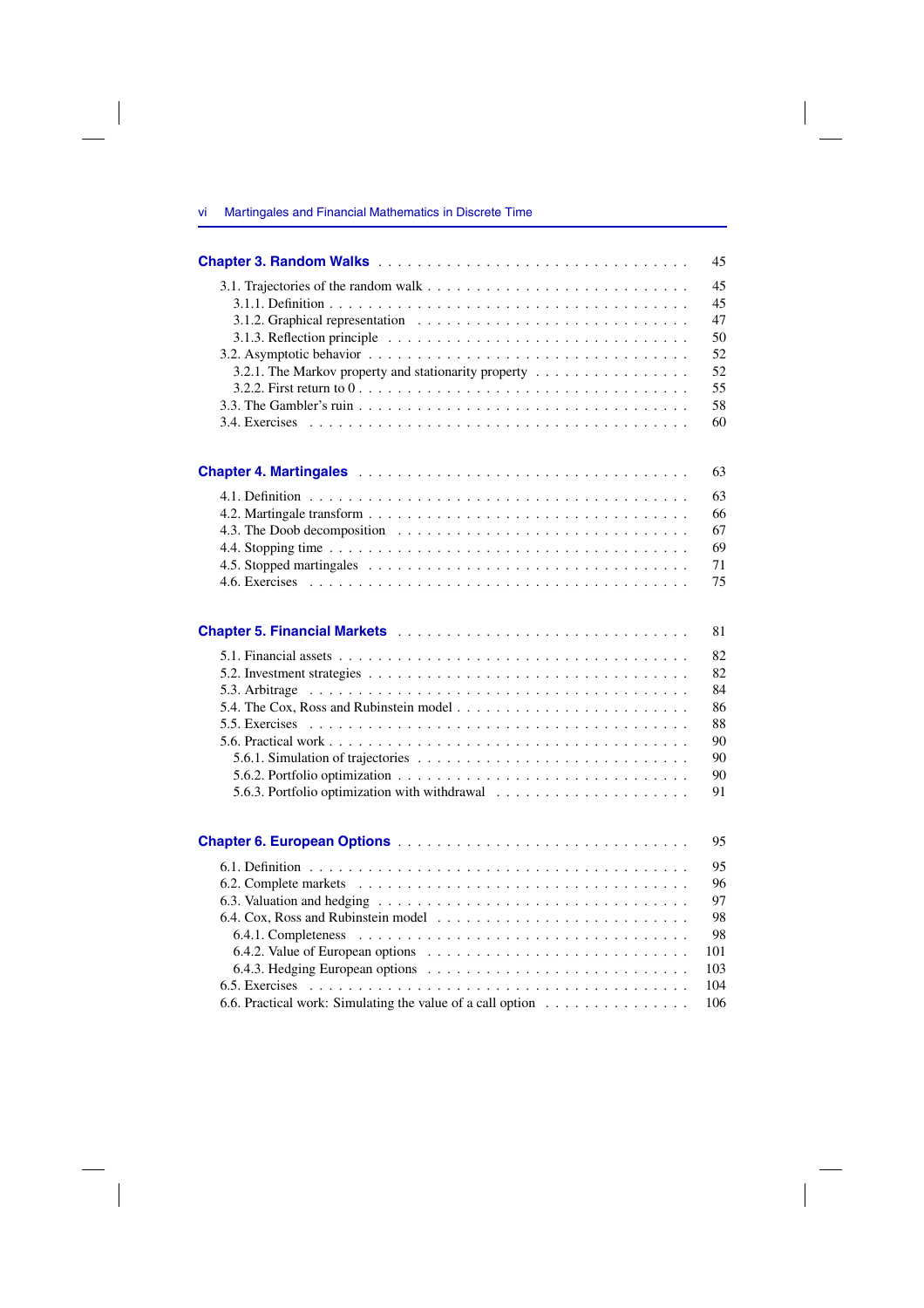**Chapter 3. Random Walks** . . . . . . . . . . . . . . . . . . . . . . . . . . . . . 45

3.1. Trajectories of the random walk . . . . . . . . . . . . . . . . . . . . . . . . . 45
  3.1.1. Definition . . . . . . . . . . . . . . . . . . . . . . . . . . . . . . . . . 45
  3.1.2. Graphical representation . . . . . . . . . . . . . . . . . . . . . . . . . 47
  3.1.3. Reflection principle . . . . . . . . . . . . . . . . . . . . . . . . . . . . 50
3.2. Asymptotic behavior . . . . . . . . . . . . . . . . . . . . . . . . . . . . . . 52
  3.2.1. The Markov property and stationarity property . . . . . . . . . . . . . . 52
  3.2.2. First return to 0 . . . . . . . . . . . . . . . . . . . . . . . . . . . . . 55
3.3. The Gambler's ruin . . . . . . . . . . . . . . . . . . . . . . . . . . . . . . . 58
3.4. Exercises . . . . . . . . . . . . . . . . . . . . . . . . . . . . . . . . . . . 60

**Chapter 4. Martingales** . . . . . . . . . . . . . . . . . . . . . . . . . . . . . 63

4.1. Definition . . . . . . . . . . . . . . . . . . . . . . . . . . . . . . . . . . . 63
4.2. Martingale transform . . . . . . . . . . . . . . . . . . . . . . . . . . . . . . 66
4.3. The Doob decomposition . . . . . . . . . . . . . . . . . . . . . . . . . . . . 67
4.4. Stopping time . . . . . . . . . . . . . . . . . . . . . . . . . . . . . . . . . 69
4.5. Stopped martingales . . . . . . . . . . . . . . . . . . . . . . . . . . . . . . 71
4.6. Exercises . . . . . . . . . . . . . . . . . . . . . . . . . . . . . . . . . . . 75

**Chapter 5. Financial Markets** . . . . . . . . . . . . . . . . . . . . . . . . . . 81

5.1. Financial assets . . . . . . . . . . . . . . . . . . . . . . . . . . . . . . . . 82
5.2. Investment strategies . . . . . . . . . . . . . . . . . . . . . . . . . . . . . . 82
5.3. Arbitrage . . . . . . . . . . . . . . . . . . . . . . . . . . . . . . . . . . . . 84
5.4. The Cox, Ross and Rubinstein model . . . . . . . . . . . . . . . . . . . . . . 86
5.5. Exercises . . . . . . . . . . . . . . . . . . . . . . . . . . . . . . . . . . . 88
5.6. Practical work . . . . . . . . . . . . . . . . . . . . . . . . . . . . . . . . . 90
  5.6.1. Simulation of trajectories . . . . . . . . . . . . . . . . . . . . . . . . . 90
  5.6.2. Portfolio optimization . . . . . . . . . . . . . . . . . . . . . . . . . . . 90
  5.6.3. Portfolio optimization with withdrawal . . . . . . . . . . . . . . . . . . 91

**Chapter 6. European Options** . . . . . . . . . . . . . . . . . . . . . . . . . . . 95

6.1. Definition . . . . . . . . . . . . . . . . . . . . . . . . . . . . . . . . . . . 95
6.2. Complete markets . . . . . . . . . . . . . . . . . . . . . . . . . . . . . . . . 96
6.3. Valuation and hedging . . . . . . . . . . . . . . . . . . . . . . . . . . . . . 97
6.4. Cox, Ross and Rubinstein model . . . . . . . . . . . . . . . . . . . . . . . . 98
  6.4.1. Completeness . . . . . . . . . . . . . . . . . . . . . . . . . . . . . . . 98
  6.4.2. Value of European options . . . . . . . . . . . . . . . . . . . . . . . . . 101
  6.4.3. Hedging European options . . . . . . . . . . . . . . . . . . . . . . . . . 103
6.5. Exercises . . . . . . . . . . . . . . . . . . . . . . . . . . . . . . . . . . . 104
6.6. Practical work: Simulating the value of a call option . . . . . . . . . . . . . 106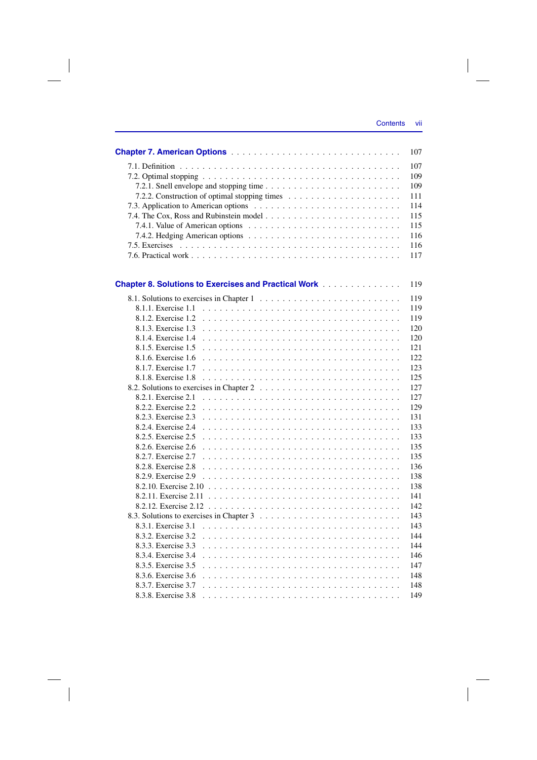**Chapter 7. American Options** . . . . . . . . . . . . . . . . . . . . . . . . . . . . 107

7.1. Definition . . . . . . . . . . . . . . . . . . . . . . . . . . . . . . . . . . . . . 107
7.2. Optimal stopping . . . . . . . . . . . . . . . . . . . . . . . . . . . . . . . . . 109
7.2.1. Snell envelope and stopping time . . . . . . . . . . . . . . . . . . . . . . . 109
7.2.2. Construction of optimal stopping times . . . . . . . . . . . . . . . . . . . 111
7.3. Application to American options . . . . . . . . . . . . . . . . . . . . . . . . 114
7.4. The Cox, Ross and Rubinstein model . . . . . . . . . . . . . . . . . . . . . . 115
7.4.1. Value of American options . . . . . . . . . . . . . . . . . . . . . . . . . . 115
7.4.2. Hedging American options . . . . . . . . . . . . . . . . . . . . . . . . . . 116
7.5. Exercises . . . . . . . . . . . . . . . . . . . . . . . . . . . . . . . . . . . . . 116
7.6. Practical work . . . . . . . . . . . . . . . . . . . . . . . . . . . . . . . . . . . 117

**Chapter 8. Solutions to Exercises and Practical Work** . . . . . . . . . . . . . . 119

8.1. Solutions to exercises in Chapter 1 . . . . . . . . . . . . . . . . . . . . . . . 119
8.1.1. Exercise 1.1 . . . . . . . . . . . . . . . . . . . . . . . . . . . . . . . . . . 119
8.1.2. Exercise 1.2 . . . . . . . . . . . . . . . . . . . . . . . . . . . . . . . . . . 119
8.1.3. Exercise 1.3 . . . . . . . . . . . . . . . . . . . . . . . . . . . . . . . . . . 120
8.1.4. Exercise 1.4 . . . . . . . . . . . . . . . . . . . . . . . . . . . . . . . . . . 120
8.1.5. Exercise 1.5 . . . . . . . . . . . . . . . . . . . . . . . . . . . . . . . . . . 121
8.1.6. Exercise 1.6 . . . . . . . . . . . . . . . . . . . . . . . . . . . . . . . . . . 122
8.1.7. Exercise 1.7 . . . . . . . . . . . . . . . . . . . . . . . . . . . . . . . . . . 123
8.1.8. Exercise 1.8 . . . . . . . . . . . . . . . . . . . . . . . . . . . . . . . . . . 125
8.2. Solutions to exercises in Chapter 2 . . . . . . . . . . . . . . . . . . . . . . . 127
8.2.1. Exercise 2.1 . . . . . . . . . . . . . . . . . . . . . . . . . . . . . . . . . . 127
8.2.2. Exercise 2.2 . . . . . . . . . . . . . . . . . . . . . . . . . . . . . . . . . . 129
8.2.3. Exercise 2.3 . . . . . . . . . . . . . . . . . . . . . . . . . . . . . . . . . . 131
8.2.4. Exercise 2.4 . . . . . . . . . . . . . . . . . . . . . . . . . . . . . . . . . . 133
8.2.5. Exercise 2.5 . . . . . . . . . . . . . . . . . . . . . . . . . . . . . . . . . . 133
8.2.6. Exercise 2.6 . . . . . . . . . . . . . . . . . . . . . . . . . . . . . . . . . . 135
8.2.7. Exercise 2.7 . . . . . . . . . . . . . . . . . . . . . . . . . . . . . . . . . . 135
8.2.8. Exercise 2.8 . . . . . . . . . . . . . . . . . . . . . . . . . . . . . . . . . . 136
8.2.9. Exercise 2.9 . . . . . . . . . . . . . . . . . . . . . . . . . . . . . . . . . . 138
8.2.10. Exercise 2.10 . . . . . . . . . . . . . . . . . . . . . . . . . . . . . . . . . 138
8.2.11. Exercise 2.11 . . . . . . . . . . . . . . . . . . . . . . . . . . . . . . . . . 141
8.2.12. Exercise 2.12 . . . . . . . . . . . . . . . . . . . . . . . . . . . . . . . . . 142
8.3. Solutions to exercises in Chapter 3 . . . . . . . . . . . . . . . . . . . . . . . 143
8.3.1. Exercise 3.1 . . . . . . . . . . . . . . . . . . . . . . . . . . . . . . . . . . 143
8.3.2. Exercise 3.2 . . . . . . . . . . . . . . . . . . . . . . . . . . . . . . . . . . 144
8.3.3. Exercise 3.3 . . . . . . . . . . . . . . . . . . . . . . . . . . . . . . . . . . 144
8.3.4. Exercise 3.4 . . . . . . . . . . . . . . . . . . . . . . . . . . . . . . . . . . 146
8.3.5. Exercise 3.5 . . . . . . . . . . . . . . . . . . . . . . . . . . . . . . . . . . 147
8.3.6. Exercise 3.6 . . . . . . . . . . . . . . . . . . . . . . . . . . . . . . . . . . 148
8.3.7. Exercise 3.7 . . . . . . . . . . . . . . . . . . . . . . . . . . . . . . . . . . 148
8.3.8. Exercise 3.8 . . . . . . . . . . . . . . . . . . . . . . . . . . . . . . . . . . 149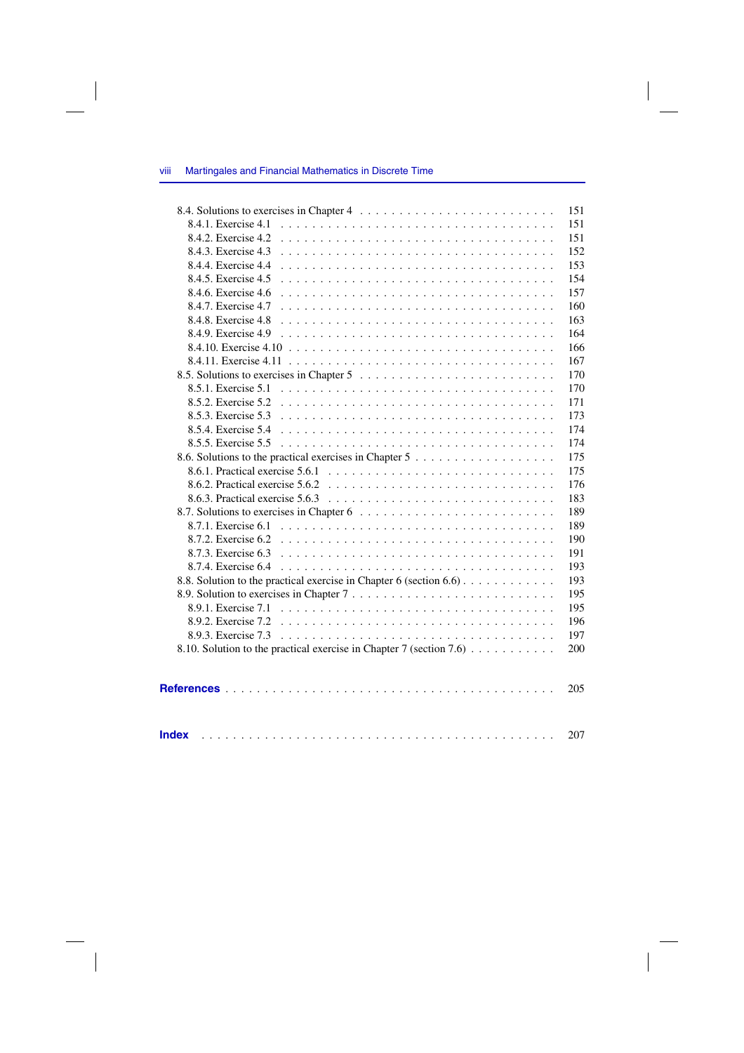8.4. Solutions to exercises in Chapter 4 . . . . . . . . . . . . . . . . . . . . . . . . 151
   8.4.1. Exercise 4.1 . . . . . . . . . . . . . . . . . . . . . . . . . . . . . . . . 151
   8.4.2. Exercise 4.2 . . . . . . . . . . . . . . . . . . . . . . . . . . . . . . . . 151
   8.4.3. Exercise 4.3 . . . . . . . . . . . . . . . . . . . . . . . . . . . . . . . . 152
   8.4.4. Exercise 4.4 . . . . . . . . . . . . . . . . . . . . . . . . . . . . . . . . 153
   8.4.5. Exercise 4.5 . . . . . . . . . . . . . . . . . . . . . . . . . . . . . . . . 154
   8.4.6. Exercise 4.6 . . . . . . . . . . . . . . . . . . . . . . . . . . . . . . . . 157
   8.4.7. Exercise 4.7 . . . . . . . . . . . . . . . . . . . . . . . . . . . . . . . . 160
   8.4.8. Exercise 4.8 . . . . . . . . . . . . . . . . . . . . . . . . . . . . . . . . 163
   8.4.9. Exercise 4.9 . . . . . . . . . . . . . . . . . . . . . . . . . . . . . . . . 164
   8.4.10. Exercise 4.10 . . . . . . . . . . . . . . . . . . . . . . . . . . . . . . . 166
   8.4.11. Exercise 4.11 . . . . . . . . . . . . . . . . . . . . . . . . . . . . . . . 167
8.5. Solutions to exercises in Chapter 5 . . . . . . . . . . . . . . . . . . . . . . . . 170
   8.5.1. Exercise 5.1 . . . . . . . . . . . . . . . . . . . . . . . . . . . . . . . . 170
   8.5.2. Exercise 5.2 . . . . . . . . . . . . . . . . . . . . . . . . . . . . . . . . 171
   8.5.3. Exercise 5.3 . . . . . . . . . . . . . . . . . . . . . . . . . . . . . . . . 173
   8.5.4. Exercise 5.4 . . . . . . . . . . . . . . . . . . . . . . . . . . . . . . . . 174
   8.5.5. Exercise 5.5 . . . . . . . . . . . . . . . . . . . . . . . . . . . . . . . . 174
8.6. Solutions to the practical exercises in Chapter 5 . . . . . . . . . . . . . . . . . . 175
   8.6.1. Practical exercise 5.6.1 . . . . . . . . . . . . . . . . . . . . . . . . . . . 175
   8.6.2. Practical exercise 5.6.2 . . . . . . . . . . . . . . . . . . . . . . . . . . . 176
   8.6.3. Practical exercise 5.6.3 . . . . . . . . . . . . . . . . . . . . . . . . . . . 183
8.7. Solutions to exercises in Chapter 6 . . . . . . . . . . . . . . . . . . . . . . . . 189
   8.7.1. Exercise 6.1 . . . . . . . . . . . . . . . . . . . . . . . . . . . . . . . . 189
   8.7.2. Exercise 6.2 . . . . . . . . . . . . . . . . . . . . . . . . . . . . . . . . 190
   8.7.3. Exercise 6.3 . . . . . . . . . . . . . . . . . . . . . . . . . . . . . . . . 191
   8.7.4. Exercise 6.4 . . . . . . . . . . . . . . . . . . . . . . . . . . . . . . . . 193
8.8. Solution to the practical exercise in Chapter 6 (section 6.6) . . . . . . . . . . . . 193
8.9. Solution to exercises in Chapter 7 . . . . . . . . . . . . . . . . . . . . . . . . . 195
   8.9.1. Exercise 7.1 . . . . . . . . . . . . . . . . . . . . . . . . . . . . . . . . 195
   8.9.2. Exercise 7.2 . . . . . . . . . . . . . . . . . . . . . . . . . . . . . . . . 196
   8.9.3. Exercise 7.3 . . . . . . . . . . . . . . . . . . . . . . . . . . . . . . . . 197
8.10. Solution to the practical exercise in Chapter 7 (section 7.6) . . . . . . . . . . . 200

**References** . . . . . . . . . . . . . . . . . . . . . . . . . . . . . . . . . . . . . . 205

**Index** . . . . . . . . . . . . . . . . . . . . . . . . . . . . . . . . . . . . . . . . . 207